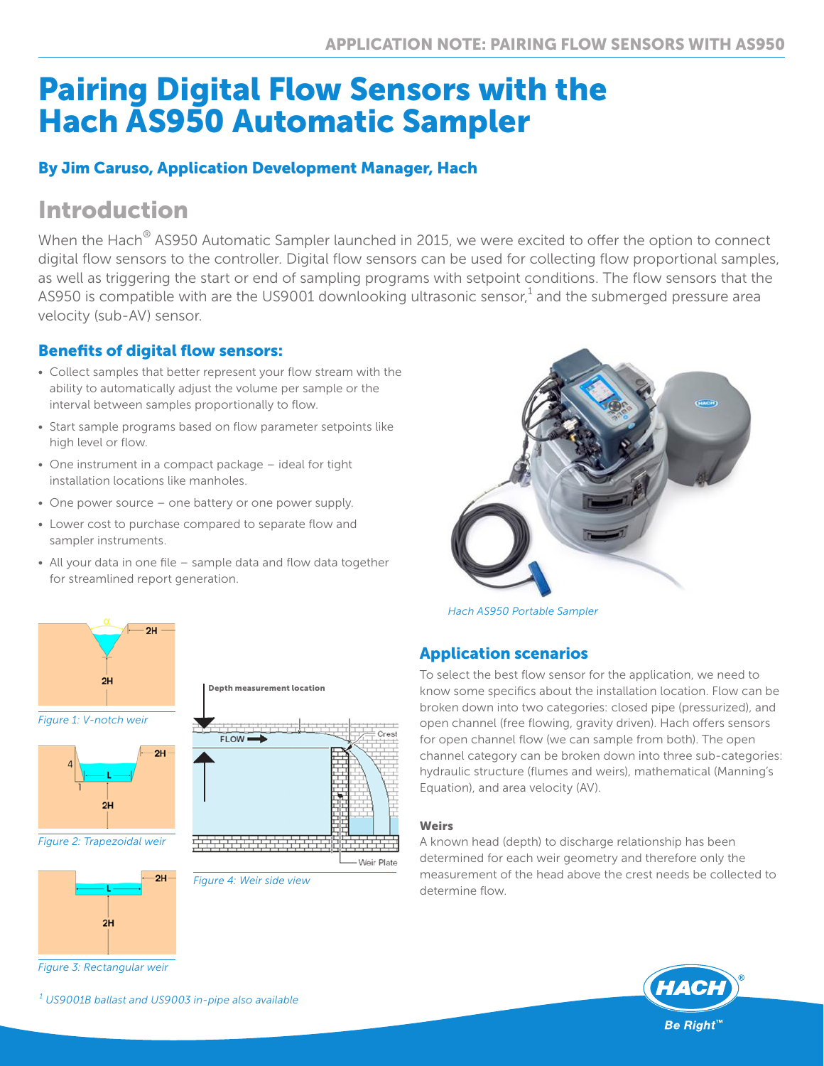# Pairing Digital Flow Sensors with the Hach AS950 Automatic Sampler

### By Jim Caruso, Application Development Manager, Hach

## Introduction

When the Hach® AS950 Automatic Sampler launched in 2015, we were excited to offer the option to connect digital flow sensors to the controller. Digital flow sensors can be used for collecting flow proportional samples, as well as triggering the start or end of sampling programs with setpoint conditions. The flow sensors that the AS950 is compatible with are the US9001 downlooking ultrasonic sensor,[1] and the submerged pressure area velocity (sub-AV) sensor.

### Benefits of digital flow sensors:

- Collect samples that better represent your flow stream with the ability to automatically adjust the volume per sample or the interval between samples proportionally to flow.
- Start sample programs based on flow parameter setpoints like high level or flow.
- One instrument in a compact package – ideal for tight installation locations like manholes.
- One power source – one battery or one power supply.
- Lower cost to purchase compared to separate flow and sampler instruments.
- All your data in one file – sample data and flow data together for streamlined report generation.

*Hach AS950 Portable Sampler*

*Figure 1: V-notch weir*

*Figure 2: Trapezoidal weir*

*Figure 3: Rectangular weir*

*Figure 4: Weir side view*

### Application scenarios

To select the best flow sensor for the application, we need to know some specifics about the installation location. Flow can be broken down into two categories: closed pipe (pressurized), and open channel (free flowing, gravity driven). Hach offers sensors for open channel flow (we can sample from both). The open channel category can be broken down into three sub-categories: hydraulic structure (flumes and weirs), mathematical (Manning's Equation), and area velocity (AV).

#### Weirs

A known head (depth) to discharge relationship has been determined for each weir geometry and therefore only the measurement of the head above the crest needs be collected to determine flow.

[1] *US9001B ballast and US9003 in-pipe also available*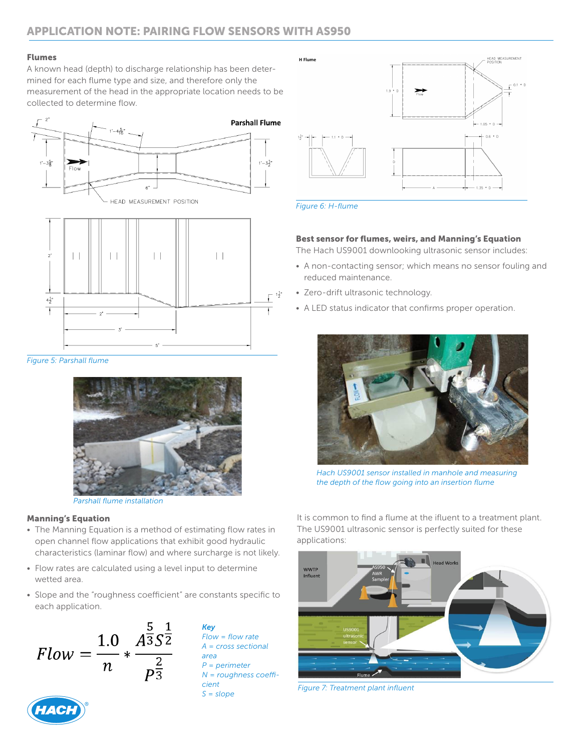### Flumes

A known head (depth) to discharge relationship has been determined for each flume type and size, and therefore only the measurement of the head in the appropriate location needs to be collected to determine flow.

Figure 5: Parshall flume

Parshall flume installation

### Manning's Equation

- The Manning Equation is a method of estimating flow rates in open channel flow applications that exhibit good hydraulic characteristics (laminar flow) and where surcharge is not likely.
- Flow rates are calculated using a level input to determine wetted area.
- Slope and the "roughness coefficient" are constants specific to each application.

$$Flow = \frac{1.0}{n} * \frac{A^{\frac{5}{3}} S^{\frac{1}{2}}}{P^{\frac{2}{3}}}$$

*Key*
*Flow = flow rate*
*A = cross sectional area*
*P = perimeter*
*N = roughness coefficient*
*S = slope*

Figure 6: H-flume

### Best sensor for flumes, weirs, and Manning's Equation

The Hach US9001 downlooking ultrasonic sensor includes:

- A non-contacting sensor; which means no sensor fouling and reduced maintenance.
- Zero-drift ultrasonic technology.
- A LED status indicator that confirms proper operation.

Hach US9001 sensor installed in manhole and measuring the depth of the flow going into an insertion flume

It is common to find a flume at the ifluent to a treatment plant. The US9001 ultrasonic sensor is perfectly suited for these applications:

Figure 7: Treatment plant influent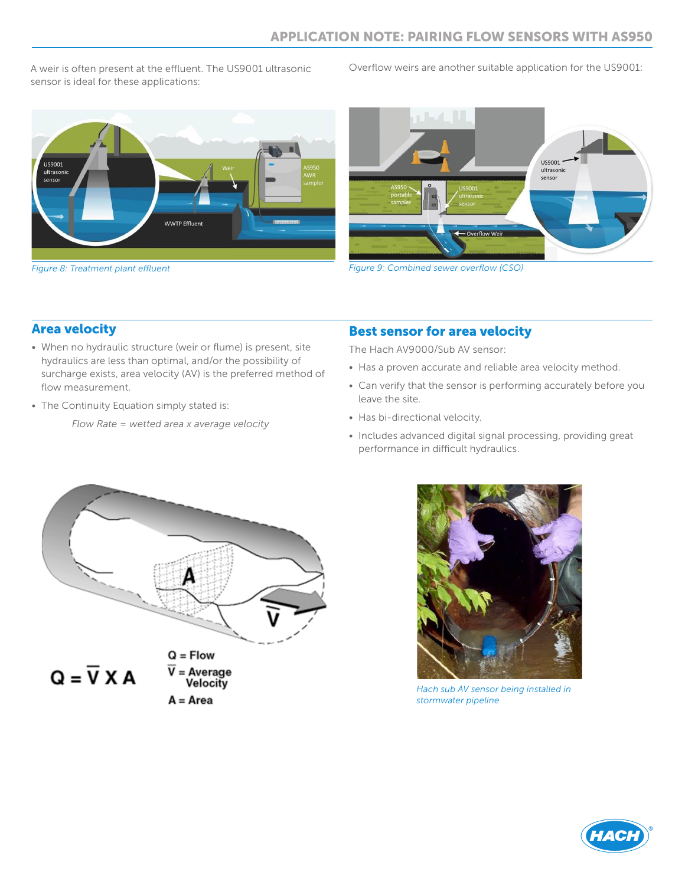A weir is often present at the effluent. The US9001 ultrasonic sensor is ideal for these applications:

*Figure 8: Treatment plant effluent*

Overflow weirs are another suitable application for the US9001:

*Figure 9: Combined sewer overflow (CSO)*

## Area velocity

- When no hydraulic structure (weir or flume) is present, site hydraulics are less than optimal, and/or the possibility of surcharge exists, area velocity (AV) is the preferred method of flow measurement.
- The Continuity Equation simply stated is:

  *Flow Rate = wetted area x average velocity*

$$Q = \bar{V} \times A$$

Q = Flow
$\bar{V}$ = Average Velocity
A = Area

## Best sensor for area velocity

The Hach AV9000/Sub AV sensor:

- Has a proven accurate and reliable area velocity method.
- Can verify that the sensor is performing accurately before you leave the site.
- Has bi-directional velocity.
- Includes advanced digital signal processing, providing great performance in difficult hydraulics.

*Hach sub AV sensor being installed in stormwater pipeline*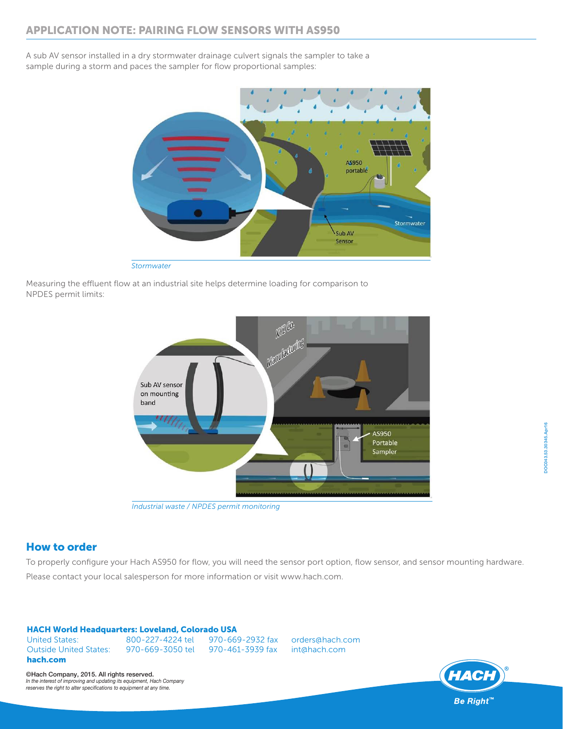A sub AV sensor installed in a dry stormwater drainage culvert signals the sampler to take a sample during a storm and paces the sampler for flow proportional samples:

AS950 portable

Stormwater

Sub AV Sensor

*Stormwater*

Measuring the effluent flow at an industrial site helps determine loading for comparison to NPDES permit limits:

XYZ Co. Manufacturing

Sub AV sensor on mounting band

AS950 Portable Sampler

*Industrial waste / NPDES permit monitoring*

## How to order

To properly configure your Hach AS950 for flow, you will need the sensor port option, flow sensor, and sensor mounting hardware.

Please contact your local salesperson for more information or visit www.hach.com.

**HACH World Headquarters: Loveland, Colorado USA**

| | | | |
|---|---|---|---|
| United States: | 800-227-4224 tel | 970-669-2932 fax | orders@hach.com |
| Outside United States: | 970-669-3050 tel | 970-461-3939 fax | int@hach.com |

**hach.com**

©Hach Company, 2015. All rights reserved.
*In the interest of improving and updating its equipment, Hach Company reserves the right to alter specifications to equipment at any time.*

DOC043.53.30345.Apr16